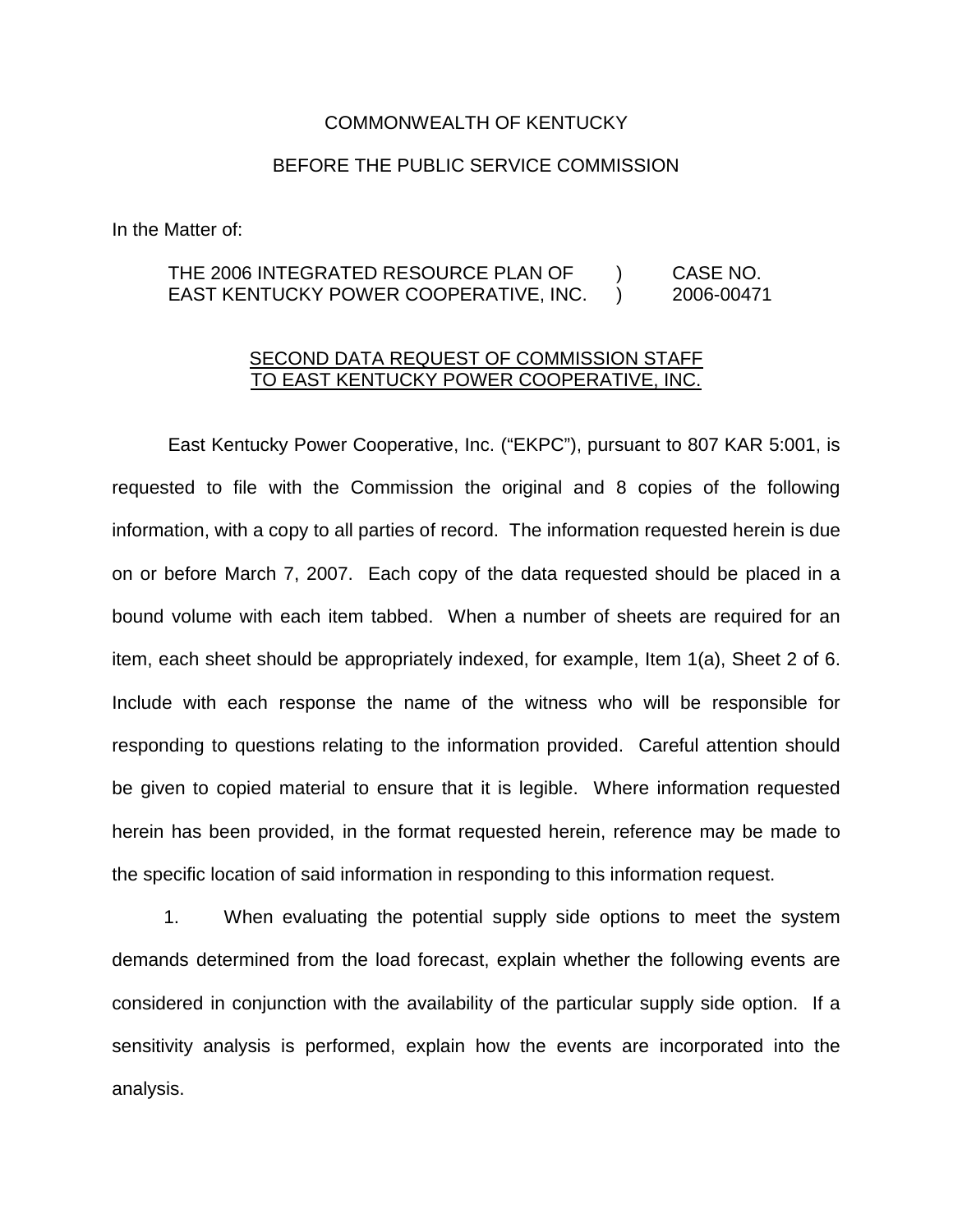COMMONWEALTH OF KENTUCKY

BEFORE THE PUBLIC SERVICE COMMISSION

In the Matter of:

| | | |
|---|---|---|
| THE 2006 INTEGRATED RESOURCE PLAN OF EAST KENTUCKY POWER COOPERATIVE, INC. | ) ) | CASE NO. 2006-00471 |

SECOND DATA REQUEST OF COMMISSION STAFF TO EAST KENTUCKY POWER COOPERATIVE, INC.

East Kentucky Power Cooperative, Inc. ("EKPC"), pursuant to 807 KAR 5:001, is requested to file with the Commission the original and 8 copies of the following information, with a copy to all parties of record. The information requested herein is due on or before March 7, 2007. Each copy of the data requested should be placed in a bound volume with each item tabbed. When a number of sheets are required for an item, each sheet should be appropriately indexed, for example, Item 1(a), Sheet 2 of 6. Include with each response the name of the witness who will be responsible for responding to questions relating to the information provided. Careful attention should be given to copied material to ensure that it is legible. Where information requested herein has been provided, in the format requested herein, reference may be made to the specific location of said information in responding to this information request.

1. When evaluating the potential supply side options to meet the system demands determined from the load forecast, explain whether the following events are considered in conjunction with the availability of the particular supply side option. If a sensitivity analysis is performed, explain how the events are incorporated into the analysis.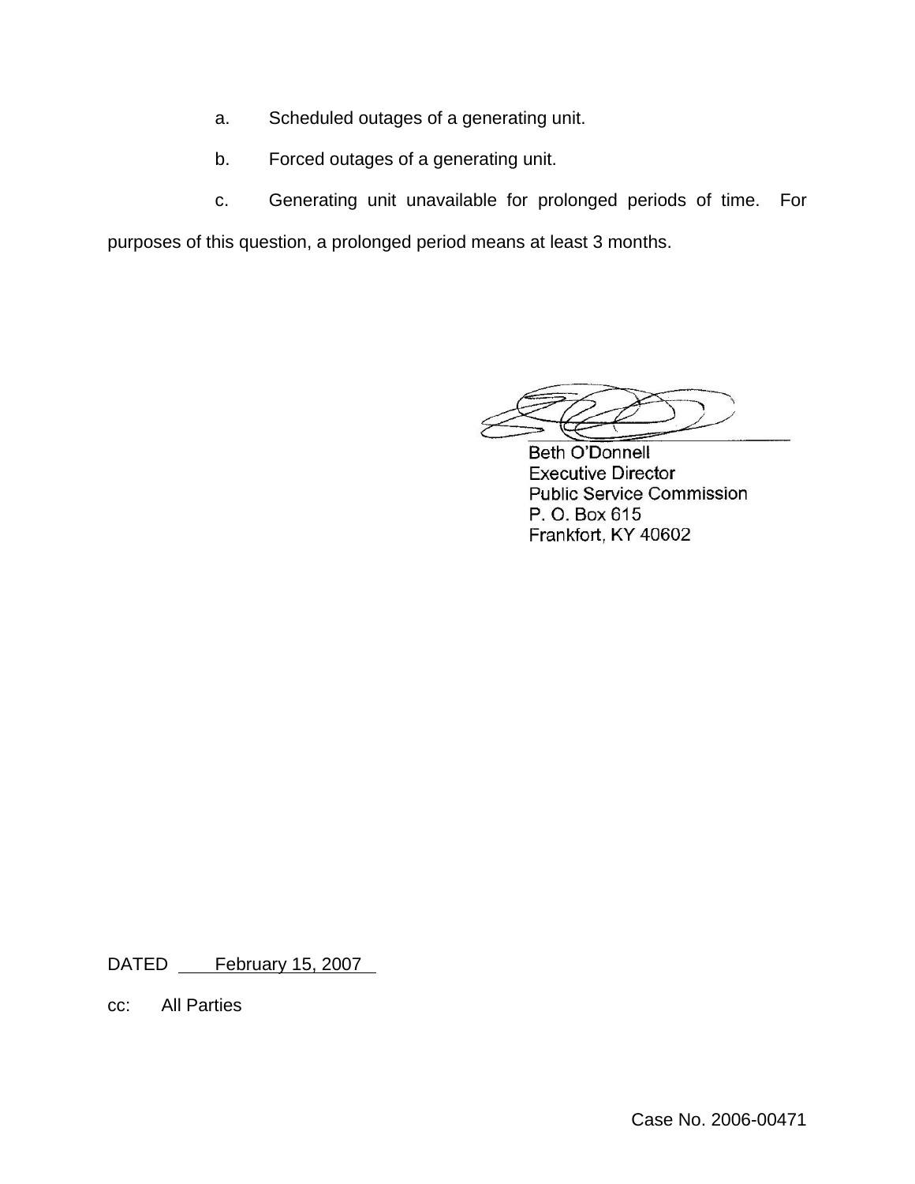a. Scheduled outages of a generating unit.

b. Forced outages of a generating unit.

c. Generating unit unavailable for prolonged periods of time. For purposes of this question, a prolonged period means at least 3 months.

Beth O'Donnell
Executive Director
Public Service Commission
P. O. Box 615
Frankfort, KY 40602

DATED February 15, 2007

cc: All Parties

Case No. 2006-00471